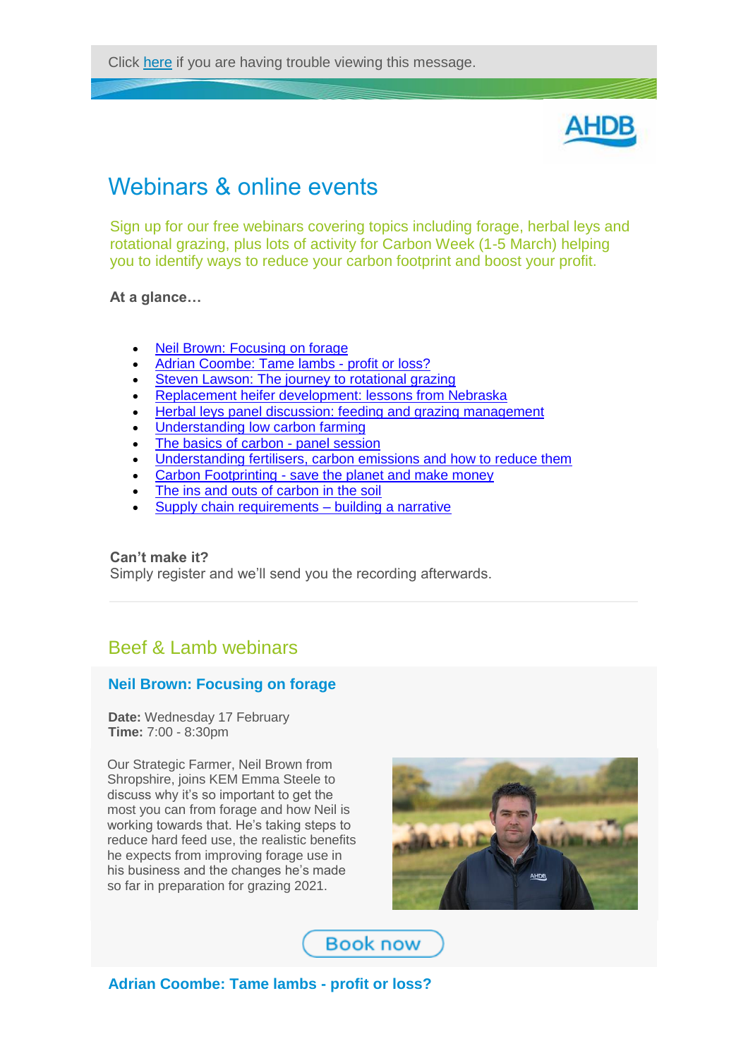Click here if you are having trouble viewing this message.

# Webinars & online events

Sign up for our free webinars covering topics including forage, herbal leys and rotational grazing, plus lots of activity for Carbon Week (1-5 March) helping you to identify ways to reduce your carbon footprint and boost your profit.

**At a glance…**

- Neil Brown: Focusing on forage
- Adrian Coombe: Tame lambs - profit or loss?
- Steven Lawson: The journey to rotational grazing
- Replacement heifer development: lessons from Nebraska
- Herbal leys panel discussion: feeding and grazing management
- Understanding low carbon farming
- The basics of carbon - panel session
- Understanding fertilisers, carbon emissions and how to reduce them
- Carbon Footprinting - save the planet and make money
- The ins and outs of carbon in the soil
- Supply chain requirements – building a narrative

**Can't make it?**
Simply register and we'll send you the recording afterwards.

## Beef & Lamb webinars

### Neil Brown: Focusing on forage

**Date:** Wednesday 17 February
**Time:** 7:00 - 8:30pm

Our Strategic Farmer, Neil Brown from Shropshire, joins KEM Emma Steele to discuss why it's so important to get the most you can from forage and how Neil is working towards that. He's taking steps to reduce hard feed use, the realistic benefits he expects from improving forage use in his business and the changes he's made so far in preparation for grazing 2021.

Book now

### Adrian Coombe: Tame lambs - profit or loss?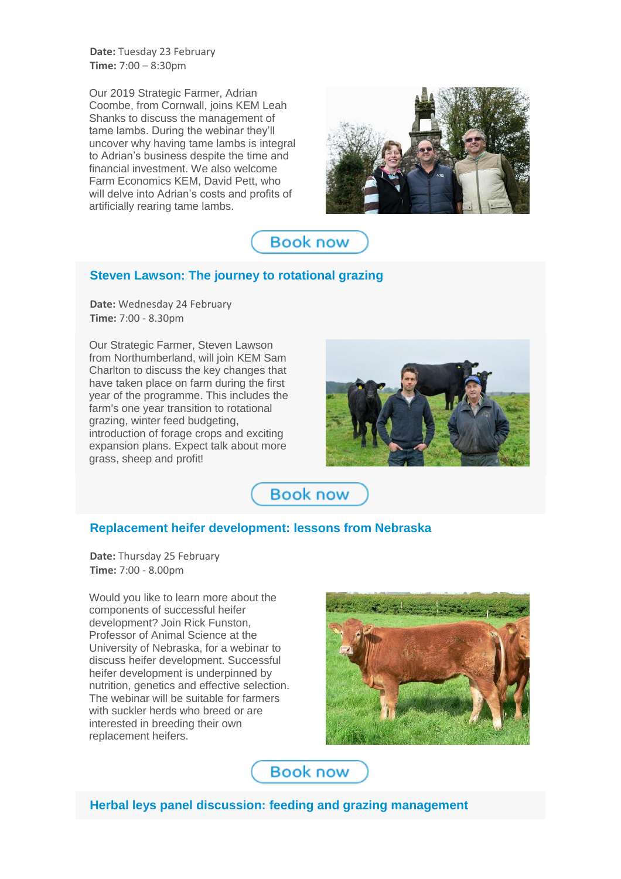**Date:** Tuesday 23 February
**Time:** 7:00 – 8:30pm

Our 2019 Strategic Farmer, Adrian Coombe, from Cornwall, joins KEM Leah Shanks to discuss the management of tame lambs. During the webinar they'll uncover why having tame lambs is integral to Adrian's business despite the time and financial investment. We also welcome Farm Economics KEM, David Pett, who will delve into Adrian's costs and profits of artificially rearing tame lambs.

Book now

## Steven Lawson: The journey to rotational grazing

**Date:** Wednesday 24 February
**Time:** 7:00 - 8.30pm

Our Strategic Farmer, Steven Lawson from Northumberland, will join KEM Sam Charlton to discuss the key changes that have taken place on farm during the first year of the programme. This includes the farm's one year transition to rotational grazing, winter feed budgeting, introduction of forage crops and exciting expansion plans. Expect talk about more grass, sheep and profit!

Book now

## Replacement heifer development: lessons from Nebraska

**Date:** Thursday 25 February
**Time:** 7:00 - 8.00pm

Would you like to learn more about the components of successful heifer development? Join Rick Funston, Professor of Animal Science at the University of Nebraska, for a webinar to discuss heifer development. Successful heifer development is underpinned by nutrition, genetics and effective selection. The webinar will be suitable for farmers with suckler herds who breed or are interested in breeding their own replacement heifers.

Book now

## Herbal leys panel discussion: feeding and grazing management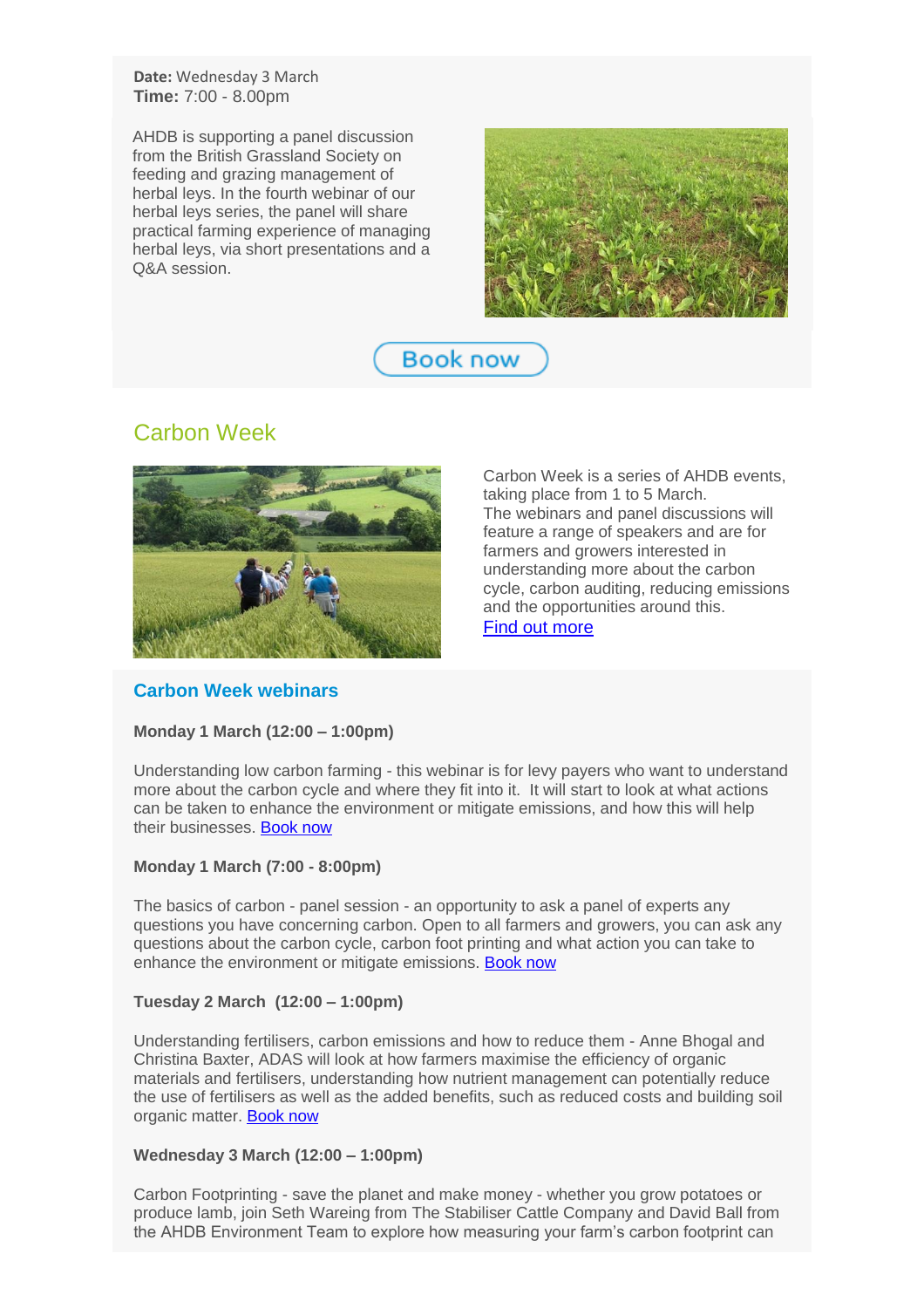**Date:** Wednesday 3 March
**Time:** 7:00 - 8.00pm

AHDB is supporting a panel discussion from the British Grassland Society on feeding and grazing management of herbal leys. In the fourth webinar of our herbal leys series, the panel will share practical farming experience of managing herbal leys, via short presentations and a Q&A session.

Book now

## Carbon Week

Carbon Week is a series of AHDB events, taking place from 1 to 5 March.
The webinars and panel discussions will feature a range of speakers and are for farmers and growers interested in understanding more about the carbon cycle, carbon auditing, reducing emissions and the opportunities around this.
Find out more

### Carbon Week webinars

**Monday 1 March (12:00 – 1:00pm)**

Understanding low carbon farming - this webinar is for levy payers who want to understand more about the carbon cycle and where they fit into it. It will start to look at what actions can be taken to enhance the environment or mitigate emissions, and how this will help their businesses. Book now

**Monday 1 March (7:00 - 8:00pm)**

The basics of carbon - panel session - an opportunity to ask a panel of experts any questions you have concerning carbon. Open to all farmers and growers, you can ask any questions about the carbon cycle, carbon foot printing and what action you can take to enhance the environment or mitigate emissions. Book now

**Tuesday 2 March (12:00 – 1:00pm)**

Understanding fertilisers, carbon emissions and how to reduce them - Anne Bhogal and Christina Baxter, ADAS will look at how farmers maximise the efficiency of organic materials and fertilisers, understanding how nutrient management can potentially reduce the use of fertilisers as well as the added benefits, such as reduced costs and building soil organic matter. Book now

**Wednesday 3 March (12:00 – 1:00pm)**

Carbon Footprinting - save the planet and make money - whether you grow potatoes or produce lamb, join Seth Wareing from The Stabiliser Cattle Company and David Ball from the AHDB Environment Team to explore how measuring your farm's carbon footprint can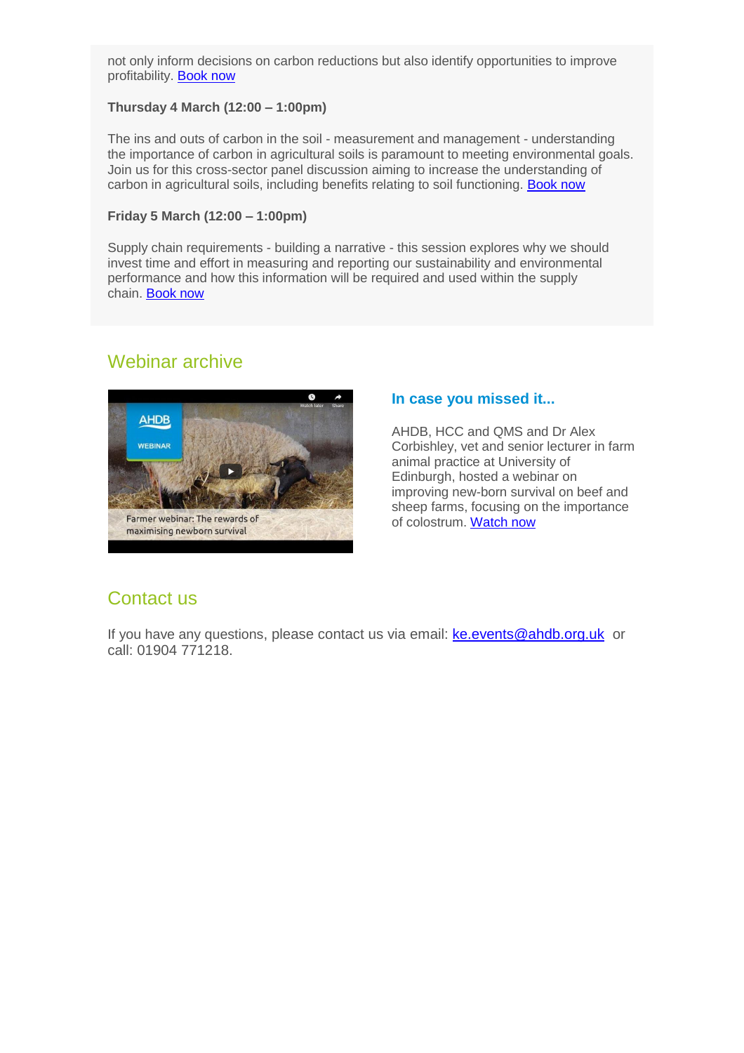not only inform decisions on carbon reductions but also identify opportunities to improve profitability. Book now

**Thursday 4 March (12:00 – 1:00pm)**

The ins and outs of carbon in the soil - measurement and management - understanding the importance of carbon in agricultural soils is paramount to meeting environmental goals. Join us for this cross-sector panel discussion aiming to increase the understanding of carbon in agricultural soils, including benefits relating to soil functioning. Book now

**Friday 5 March (12:00 – 1:00pm)**

Supply chain requirements - building a narrative - this session explores why we should invest time and effort in measuring and reporting our sustainability and environmental performance and how this information will be required and used within the supply chain. Book now

## Webinar archive

### In case you missed it...

AHDB, HCC and QMS and Dr Alex Corbishley, vet and senior lecturer in farm animal practice at University of Edinburgh, hosted a webinar on improving new-born survival on beef and sheep farms, focusing on the importance of colostrum. Watch now

## Contact us

If you have any questions, please contact us via email: ke.events@ahdb.org.uk or call: 01904 771218.